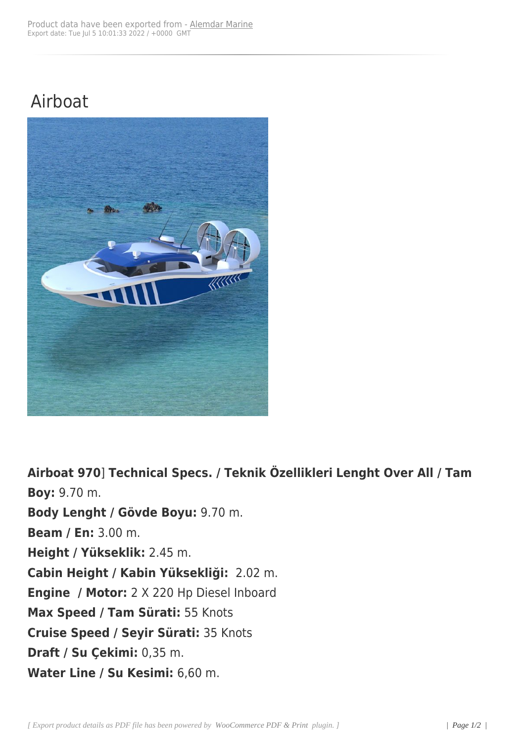Product data have been exported from - Alemdar Marine
Export date: Tue Jul 5 10:01:33 2022 / +0000 GMT

# Airboat

**Airboat 970**] **Technical Specs. / Teknik Özellikleri Lenght Over All / Tam Boy:** 9.70 m.
**Body Lenght / Gövde Boyu:** 9.70 m.
**Beam / En:** 3.00 m.
**Height / Yükseklik:** 2.45 m.
**Cabin Height / Kabin Yüksekliği:** 2.02 m.
**Engine / Motor:** 2 X 220 Hp Diesel Inboard
**Max Speed / Tam Sürati:** 55 Knots
**Cruise Speed / Seyir Sürati:** 35 Knots
**Draft / Su Çekimi:** 0,35 m.
**Water Line / Su Kesimi:** 6,60 m.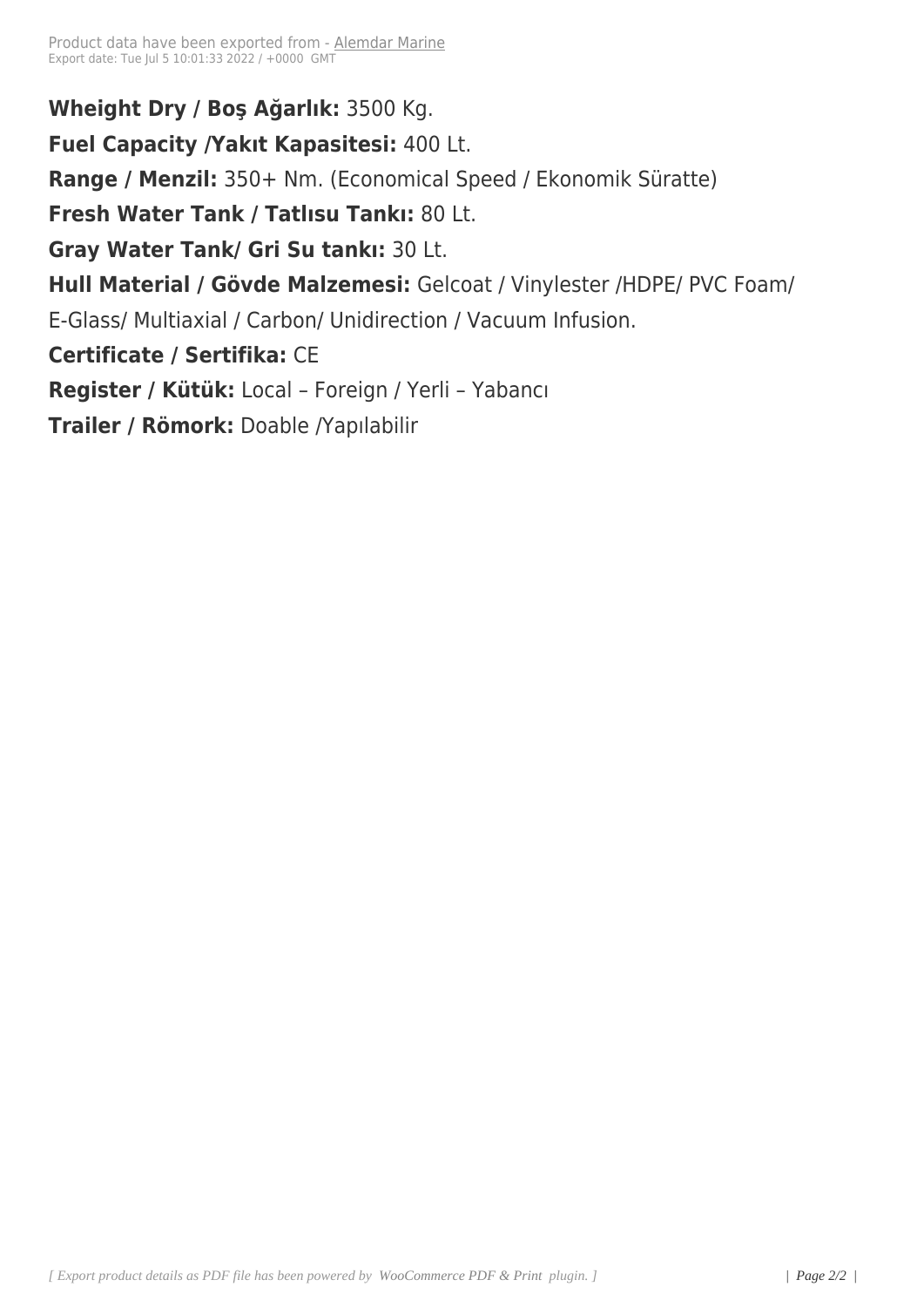**Wheight Dry / Boş Ağarlık:** 3500 Kg.

**Fuel Capacity /Yakıt Kapasitesi:** 400 Lt.

**Range / Menzil:** 350+ Nm. (Economical Speed / Ekonomik Süratte)

**Fresh Water Tank / Tatlısu Tankı:** 80 Lt.

**Gray Water Tank/ Gri Su tankı:** 30 Lt.

**Hull Material / Gövde Malzemesi:** Gelcoat / Vinylester /HDPE/ PVC Foam/ E-Glass/ Multiaxial / Carbon/ Unidirection / Vacuum Infusion.

**Certificate / Sertifika:** CE

**Register / Kütük:** Local – Foreign / Yerli – Yabancı

**Trailer / Römork:** Doable /Yapılabilir